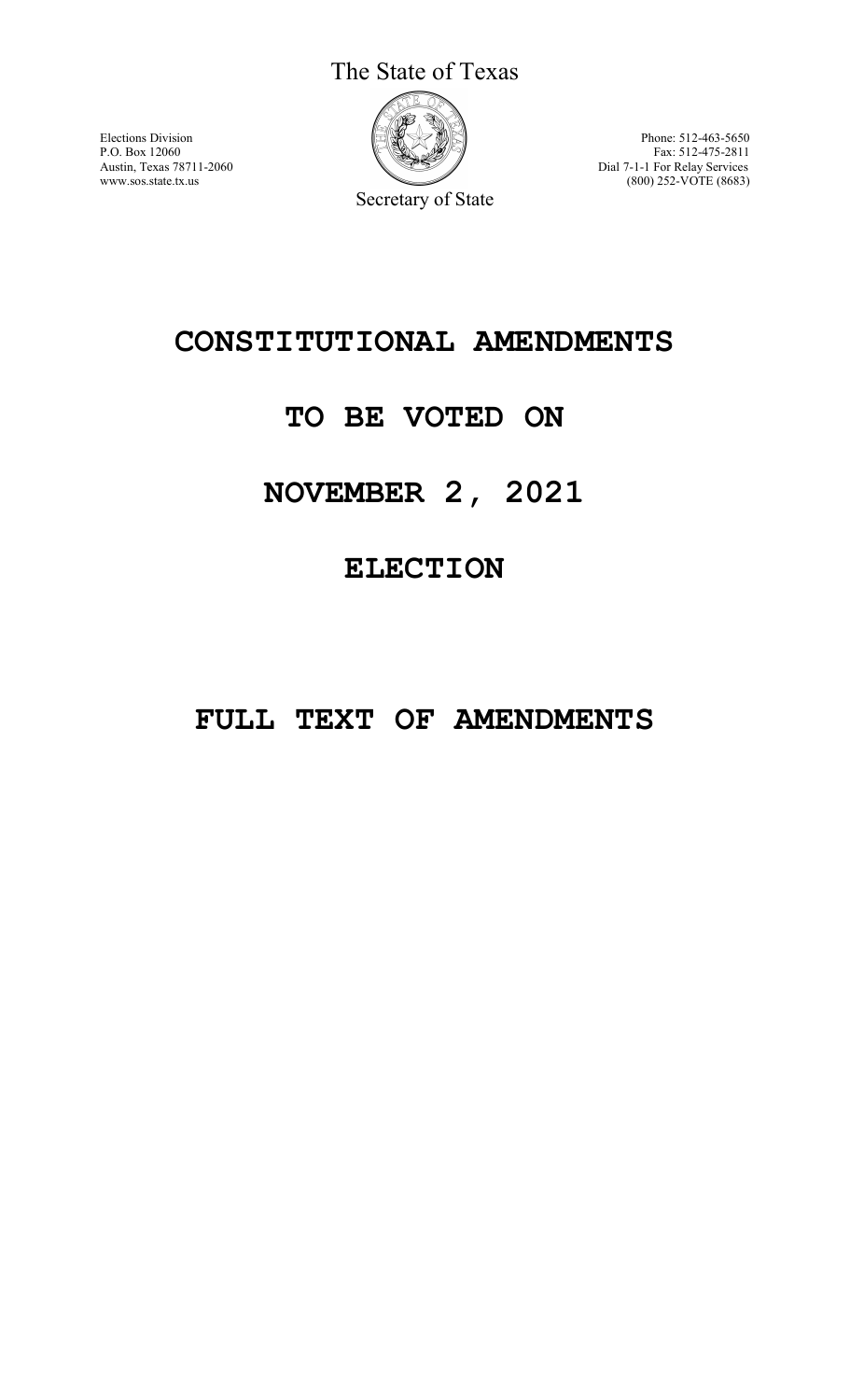The State of Texas

Elections Division
P.O. Box 12060
Austin, Texas 78711-2060
www.sos.state.tx.us

Secretary of State

Phone: 512-463-5650
Fax: 512-475-2811
Dial 7-1-1 For Relay Services
(800) 252-VOTE (8683)

# CONSTITUTIONAL AMENDMENTS

# TO BE VOTED ON

# NOVEMBER 2, 2021

# ELECTION

# FULL TEXT OF AMENDMENTS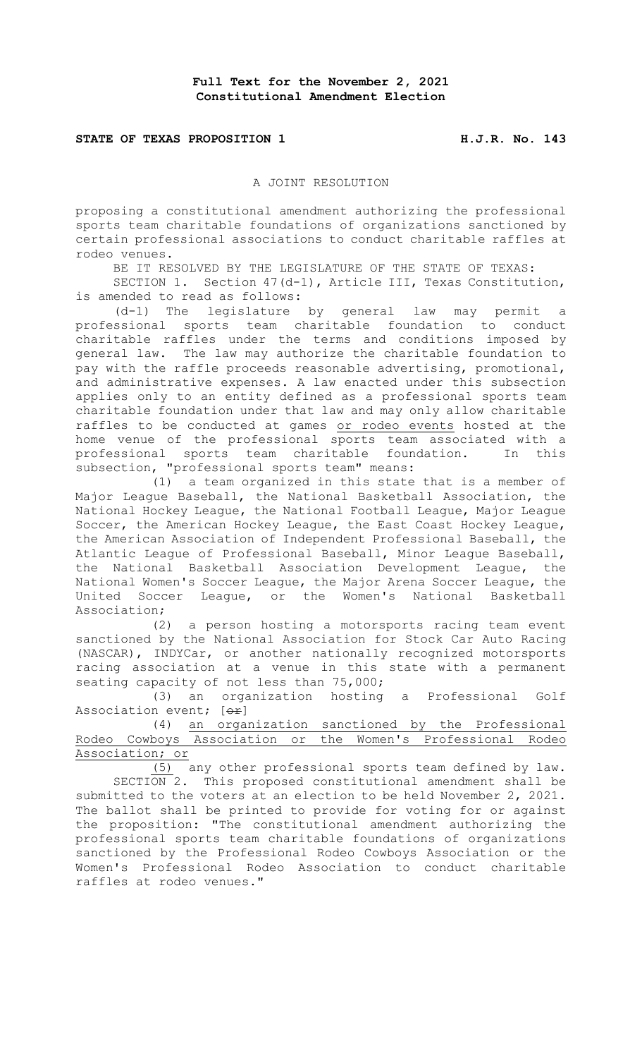**Full Text for the November 2, 2021 Constitutional Amendment Election**

**STATE OF TEXAS PROPOSITION 1** **H.J.R. No. 143**

A JOINT RESOLUTION

proposing a constitutional amendment authorizing the professional sports team charitable foundations of organizations sanctioned by certain professional associations to conduct charitable raffles at rodeo venues.

BE IT RESOLVED BY THE LEGISLATURE OF THE STATE OF TEXAS:

SECTION 1. Section 47(d-1), Article III, Texas Constitution, is amended to read as follows:

(d-1) The legislature by general law may permit a professional sports team charitable foundation to conduct charitable raffles under the terms and conditions imposed by general law. The law may authorize the charitable foundation to pay with the raffle proceeds reasonable advertising, promotional, and administrative expenses. A law enacted under this subsection applies only to an entity defined as a professional sports team charitable foundation under that law and may only allow charitable raffles to be conducted at games <u>or rodeo events</u> hosted at the home venue of the professional sports team associated with a professional sports team charitable foundation. In this subsection, "professional sports team" means:

(1) a team organized in this state that is a member of Major League Baseball, the National Basketball Association, the National Hockey League, the National Football League, Major League Soccer, the American Hockey League, the East Coast Hockey League, the American Association of Independent Professional Baseball, the Atlantic League of Professional Baseball, Minor League Baseball, the National Basketball Association Development League, the National Women's Soccer League, the Major Arena Soccer League, the United Soccer League, or the Women's National Basketball Association;

(2) a person hosting a motorsports racing team event sanctioned by the National Association for Stock Car Auto Racing (NASCAR), INDYCar, or another nationally recognized motorsports racing association at a venue in this state with a permanent seating capacity of not less than 75,000;

(3) an organization hosting a Professional Golf Association event; [~~or~~]

(4) <u>an organization sanctioned by the Professional Rodeo Cowboys Association or the Women's Professional Rodeo Association; or</u>

<u>(5)</u> any other professional sports team defined by law.

SECTION 2. This proposed constitutional amendment shall be submitted to the voters at an election to be held November 2, 2021. The ballot shall be printed to provide for voting for or against the proposition: "The constitutional amendment authorizing the professional sports team charitable foundations of organizations sanctioned by the Professional Rodeo Cowboys Association or the Women's Professional Rodeo Association to conduct charitable raffles at rodeo venues."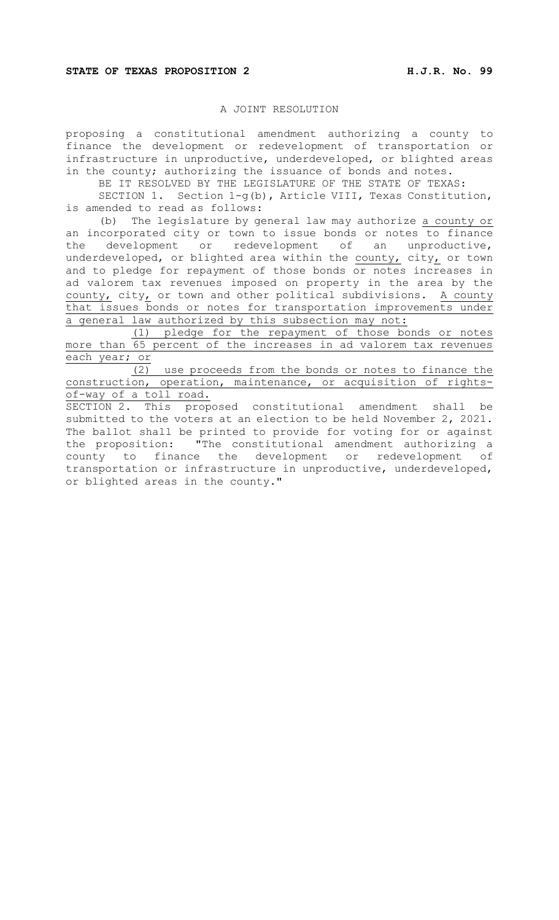**STATE OF TEXAS PROPOSITION 2** **H.J.R. No. 99**

A JOINT RESOLUTION

proposing a constitutional amendment authorizing a county to finance the development or redevelopment of transportation or infrastructure in unproductive, underdeveloped, or blighted areas in the county; authorizing the issuance of bonds and notes.

BE IT RESOLVED BY THE LEGISLATURE OF THE STATE OF TEXAS:

SECTION 1. Section 1-g(b), Article VIII, Texas Constitution, is amended to read as follows:

(b) The legislature by general law may authorize <u>a county or</u> an incorporated city or town to issue bonds or notes to finance the development or redevelopment of an unproductive, underdeveloped, or blighted area within the <u>county,</u> city<u>,</u> or town and to pledge for repayment of those bonds or notes increases in ad valorem tax revenues imposed on property in the area by the <u>county,</u> city<u>,</u> or town and other political subdivisions. <u>A county that issues bonds or notes for transportation improvements under a general law authorized by this subsection may not:</u>

<u>(1) pledge for the repayment of those bonds or notes more than 65 percent of the increases in ad valorem tax revenues each year; or</u>

<u>(2) use proceeds from the bonds or notes to finance the construction, operation, maintenance, or acquisition of rights-of-way of a toll road.</u>

SECTION 2. This proposed constitutional amendment shall be submitted to the voters at an election to be held November 2, 2021. The ballot shall be printed to provide for voting for or against the proposition: "The constitutional amendment authorizing a county to finance the development or redevelopment of transportation or infrastructure in unproductive, underdeveloped, or blighted areas in the county."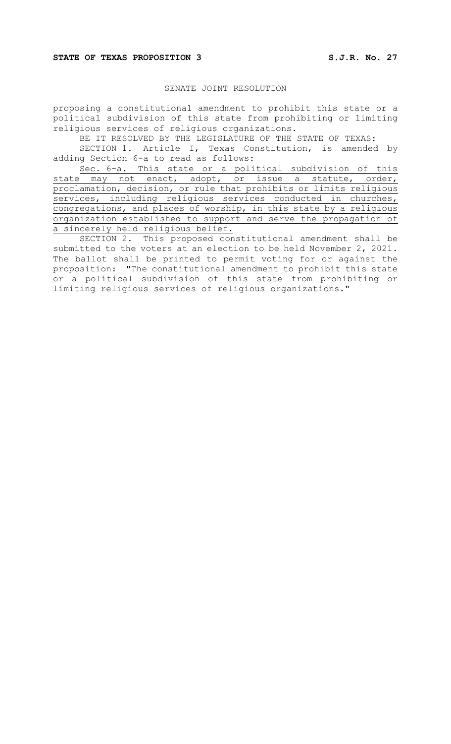**STATE OF TEXAS PROPOSITION 3** **S.J.R. No. 27**

SENATE JOINT RESOLUTION

proposing a constitutional amendment to prohibit this state or a political subdivision of this state from prohibiting or limiting religious services of religious organizations.

BE IT RESOLVED BY THE LEGISLATURE OF THE STATE OF TEXAS:

SECTION 1. Article I, Texas Constitution, is amended by adding Section 6-a to read as follows:

<u>Sec. 6-a. This state or a political subdivision of this state may not enact, adopt, or issue a statute, order, proclamation, decision, or rule that prohibits or limits religious services, including religious services conducted in churches, congregations, and places of worship, in this state by a religious organization established to support and serve the propagation of a sincerely held religious belief.</u>

SECTION 2. This proposed constitutional amendment shall be submitted to the voters at an election to be held November 2, 2021. The ballot shall be printed to permit voting for or against the proposition: "The constitutional amendment to prohibit this state or a political subdivision of this state from prohibiting or limiting religious services of religious organizations."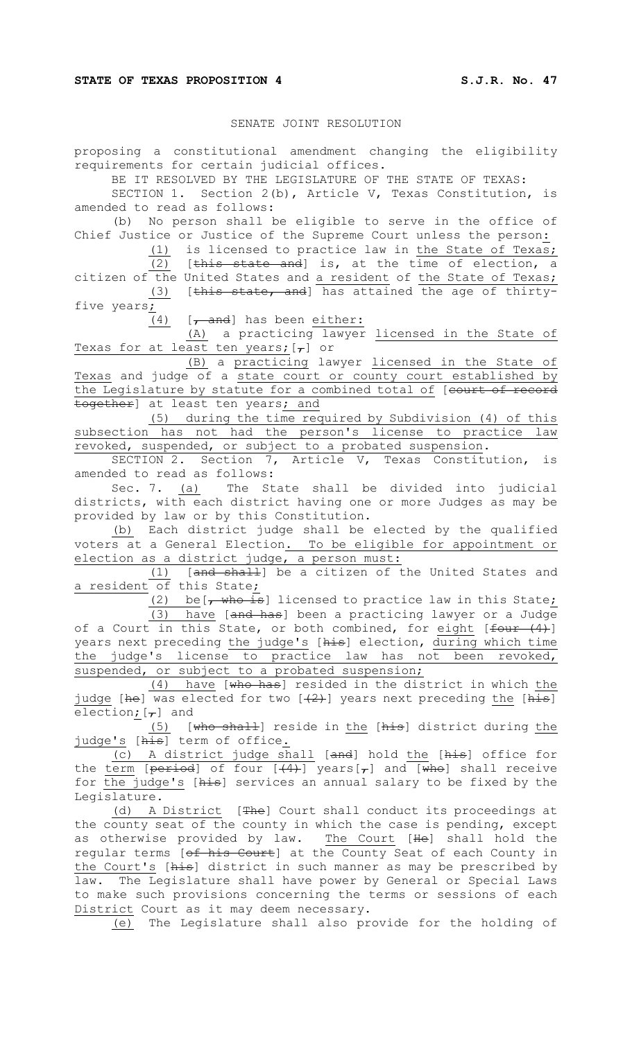**STATE OF TEXAS PROPOSITION 4** **S.J.R. No. 47**

SENATE JOINT RESOLUTION

proposing a constitutional amendment changing the eligibility requirements for certain judicial offices.

BE IT RESOLVED BY THE LEGISLATURE OF THE STATE OF TEXAS:

SECTION 1. Section 2(b), Article V, Texas Constitution, is amended to read as follows:

(b) No person shall be eligible to serve in the office of Chief Justice or Justice of the Supreme Court unless the person:

(1) is licensed to practice law in the State of Texas;

(2) [this state and] is, at the time of election, a citizen of the United States and a resident of the State of Texas;

(3) [this state, and] has attained the age of thirty-five years;

(4) [, and] has been either:

(A) a practicing lawyer licensed in the State of Texas for at least ten years; [,] or

(B) a practicing lawyer licensed in the State of Texas and judge of a state court or county court established by the Legislature by statute for a combined total of [court of record together] at least ten years; and

(5) during the time required by Subdivision (4) of this subsection has not had the person's license to practice law revoked, suspended, or subject to a probated suspension.

SECTION 2. Section 7, Article V, Texas Constitution, is amended to read as follows:

Sec. 7. (a) The State shall be divided into judicial districts, with each district having one or more Judges as may be provided by law or by this Constitution.

(b) Each district judge shall be elected by the qualified voters at a General Election. To be eligible for appointment or election as a district judge, a person must:

(1) [and shall] be a citizen of the United States and a resident of this State;

(2) be [, who is] licensed to practice law in this State;

(3) have [and has] been a practicing lawyer or a Judge of a Court in this State, or both combined, for eight [four (4)] years next preceding the judge's [his] election, during which time the judge's license to practice law has not been revoked, suspended, or subject to a probated suspension;

(4) have [who has] resided in the district in which the judge [he] was elected for two [(2)] years next preceding the [his] election; [,] and

(5) [who shall] reside in the [his] district during the judge's [his] term of office.

(c) A district judge shall [and] hold the [his] office for the term [period] of four [(4)] years [,] and [who] shall receive for the judge's [his] services an annual salary to be fixed by the Legislature.

(d) A District [The] Court shall conduct its proceedings at the county seat of the county in which the case is pending, except as otherwise provided by law. The Court [He] shall hold the regular terms [of his Court] at the County Seat of each County in the Court's [his] district in such manner as may be prescribed by law. The Legislature shall have power by General or Special Laws to make such provisions concerning the terms or sessions of each District Court as it may deem necessary.

(e) The Legislature shall also provide for the holding of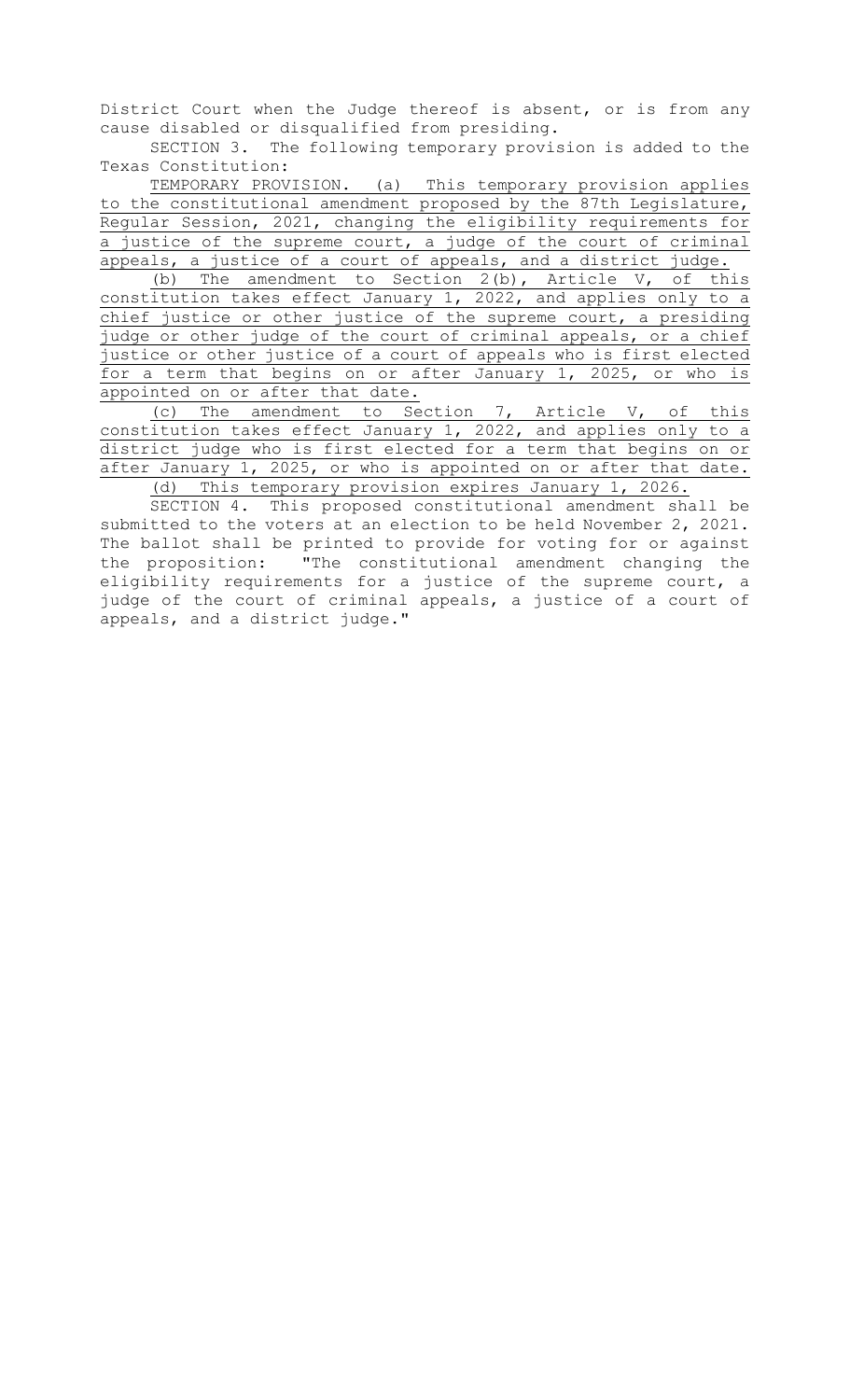District Court when the Judge thereof is absent, or is from any cause disabled or disqualified from presiding.

SECTION 3. The following temporary provision is added to the Texas Constitution:

TEMPORARY PROVISION. (a) This temporary provision applies to the constitutional amendment proposed by the 87th Legislature, Regular Session, 2021, changing the eligibility requirements for a justice of the supreme court, a judge of the court of criminal appeals, a justice of a court of appeals, and a district judge.

(b) The amendment to Section 2(b), Article V, of this constitution takes effect January 1, 2022, and applies only to a chief justice or other justice of the supreme court, a presiding judge or other judge of the court of criminal appeals, or a chief justice or other justice of a court of appeals who is first elected for a term that begins on or after January 1, 2025, or who is appointed on or after that date.

(c) The amendment to Section 7, Article V, of this constitution takes effect January 1, 2022, and applies only to a district judge who is first elected for a term that begins on or after January 1, 2025, or who is appointed on or after that date.

(d) This temporary provision expires January 1, 2026.

SECTION 4. This proposed constitutional amendment shall be submitted to the voters at an election to be held November 2, 2021. The ballot shall be printed to provide for voting for or against the proposition: "The constitutional amendment changing the eligibility requirements for a justice of the supreme court, a judge of the court of criminal appeals, a justice of a court of appeals, and a district judge."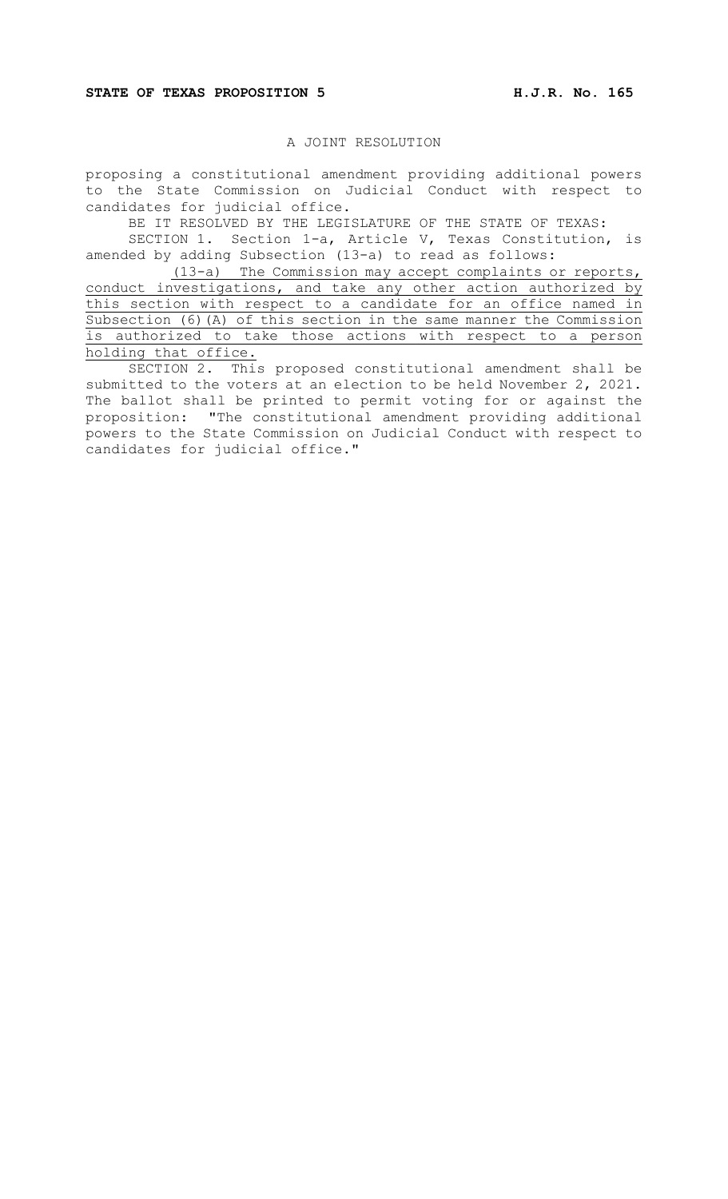**STATE OF TEXAS PROPOSITION 5** **H.J.R. No. 165**

A JOINT RESOLUTION

proposing a constitutional amendment providing additional powers to the State Commission on Judicial Conduct with respect to candidates for judicial office.

BE IT RESOLVED BY THE LEGISLATURE OF THE STATE OF TEXAS:

SECTION 1. Section 1-a, Article V, Texas Constitution, is amended by adding Subsection (13-a) to read as follows:

<u>(13-a) The Commission may accept complaints or reports, conduct investigations, and take any other action authorized by this section with respect to a candidate for an office named in Subsection (6)(A) of this section in the same manner the Commission is authorized to take those actions with respect to a person holding that office.</u>

SECTION 2. This proposed constitutional amendment shall be submitted to the voters at an election to be held November 2, 2021. The ballot shall be printed to permit voting for or against the proposition: "The constitutional amendment providing additional powers to the State Commission on Judicial Conduct with respect to candidates for judicial office."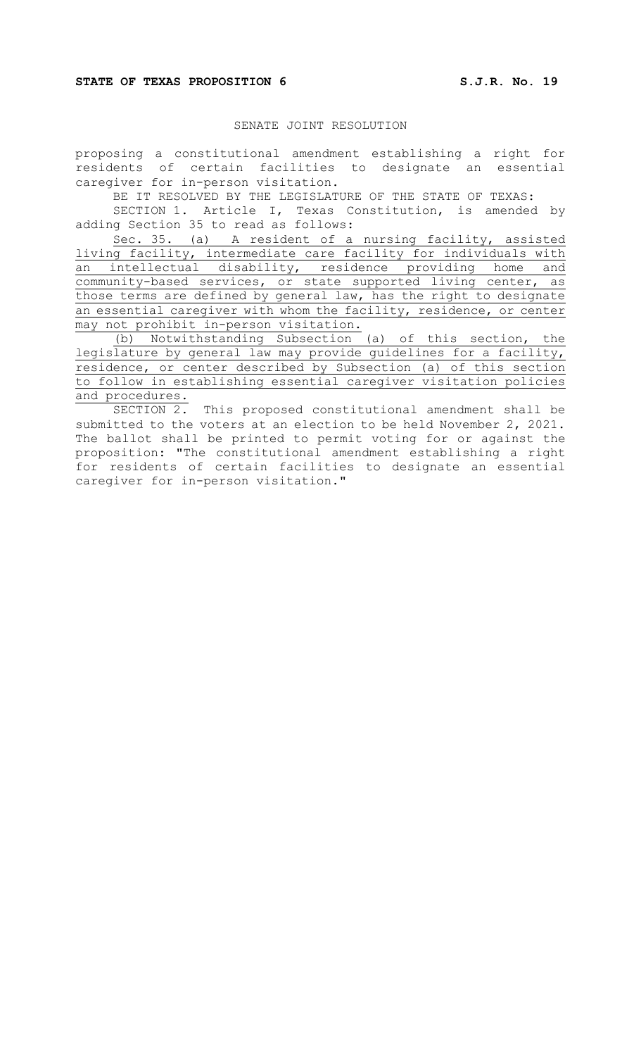**STATE OF TEXAS PROPOSITION 6** **S.J.R. No. 19**

SENATE JOINT RESOLUTION

proposing a constitutional amendment establishing a right for residents of certain facilities to designate an essential caregiver for in-person visitation.

BE IT RESOLVED BY THE LEGISLATURE OF THE STATE OF TEXAS:

SECTION 1. Article I, Texas Constitution, is amended by adding Section 35 to read as follows:

Sec. 35. (a) A resident of a nursing facility, assisted living facility, intermediate care facility for individuals with an intellectual disability, residence providing home and community-based services, or state supported living center, as those terms are defined by general law, has the right to designate an essential caregiver with whom the facility, residence, or center may not prohibit in-person visitation.

(b) Notwithstanding Subsection (a) of this section, the legislature by general law may provide guidelines for a facility, residence, or center described by Subsection (a) of this section to follow in establishing essential caregiver visitation policies and procedures.

SECTION 2. This proposed constitutional amendment shall be submitted to the voters at an election to be held November 2, 2021. The ballot shall be printed to permit voting for or against the proposition: "The constitutional amendment establishing a right for residents of certain facilities to designate an essential caregiver for in-person visitation."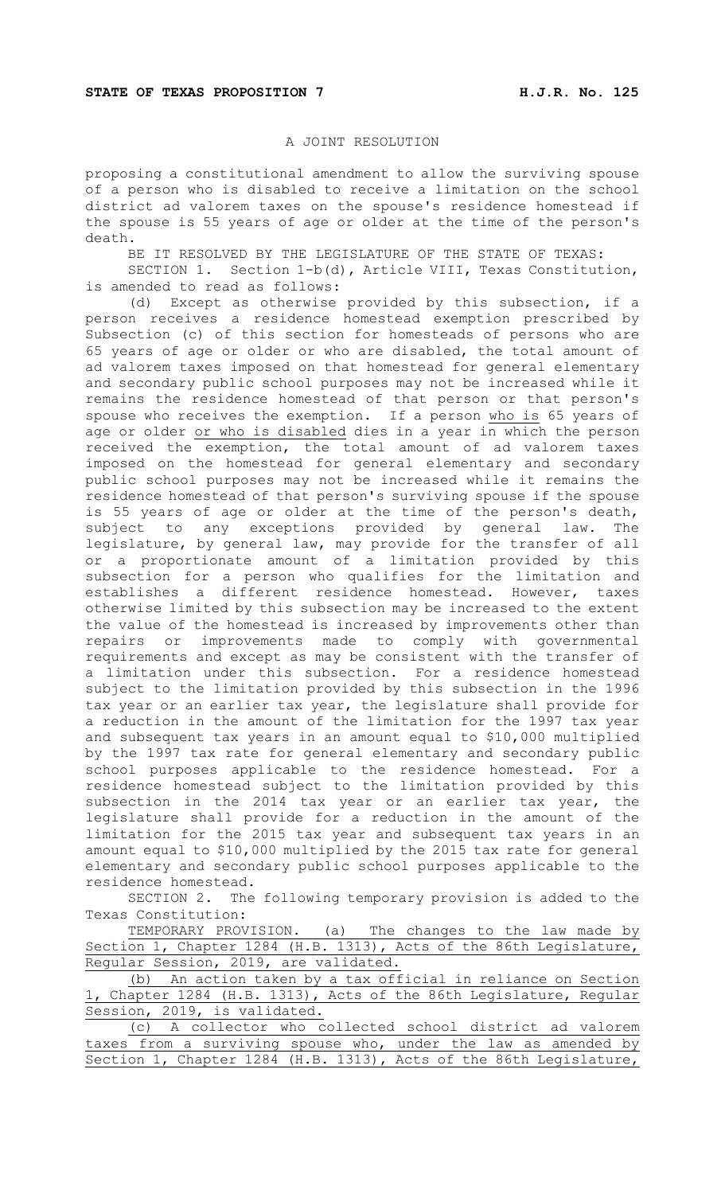**STATE OF TEXAS PROPOSITION 7** **H.J.R. No. 125**

A JOINT RESOLUTION

proposing a constitutional amendment to allow the surviving spouse of a person who is disabled to receive a limitation on the school district ad valorem taxes on the spouse's residence homestead if the spouse is 55 years of age or older at the time of the person's death.

BE IT RESOLVED BY THE LEGISLATURE OF THE STATE OF TEXAS:

SECTION 1. Section 1-b(d), Article VIII, Texas Constitution, is amended to read as follows:

(d) Except as otherwise provided by this subsection, if a person receives a residence homestead exemption prescribed by Subsection (c) of this section for homesteads of persons who are 65 years of age or older or who are disabled, the total amount of ad valorem taxes imposed on that homestead for general elementary and secondary public school purposes may not be increased while it remains the residence homestead of that person or that person's spouse who receives the exemption. If a person <u>who is</u> 65 years of age or older <u>or who is disabled</u> dies in a year in which the person received the exemption, the total amount of ad valorem taxes imposed on the homestead for general elementary and secondary public school purposes may not be increased while it remains the residence homestead of that person's surviving spouse if the spouse is 55 years of age or older at the time of the person's death, subject to any exceptions provided by general law. The legislature, by general law, may provide for the transfer of all or a proportionate amount of a limitation provided by this subsection for a person who qualifies for the limitation and establishes a different residence homestead. However, taxes otherwise limited by this subsection may be increased to the extent the value of the homestead is increased by improvements other than repairs or improvements made to comply with governmental requirements and except as may be consistent with the transfer of a limitation under this subsection. For a residence homestead subject to the limitation provided by this subsection in the 1996 tax year or an earlier tax year, the legislature shall provide for a reduction in the amount of the limitation for the 1997 tax year and subsequent tax years in an amount equal to $10,000 multiplied by the 1997 tax rate for general elementary and secondary public school purposes applicable to the residence homestead. For a residence homestead subject to the limitation provided by this subsection in the 2014 tax year or an earlier tax year, the legislature shall provide for a reduction in the amount of the limitation for the 2015 tax year and subsequent tax years in an amount equal to $10,000 multiplied by the 2015 tax rate for general elementary and secondary public school purposes applicable to the residence homestead.

SECTION 2. The following temporary provision is added to the Texas Constitution:

<u>TEMPORARY PROVISION. (a) The changes to the law made by Section 1, Chapter 1284 (H.B. 1313), Acts of the 86th Legislature, Regular Session, 2019, are validated.</u>

<u>(b) An action taken by a tax official in reliance on Section 1, Chapter 1284 (H.B. 1313), Acts of the 86th Legislature, Regular Session, 2019, is validated.</u>

<u>(c) A collector who collected school district ad valorem taxes from a surviving spouse who, under the law as amended by Section 1, Chapter 1284 (H.B. 1313), Acts of the 86th Legislature,</u>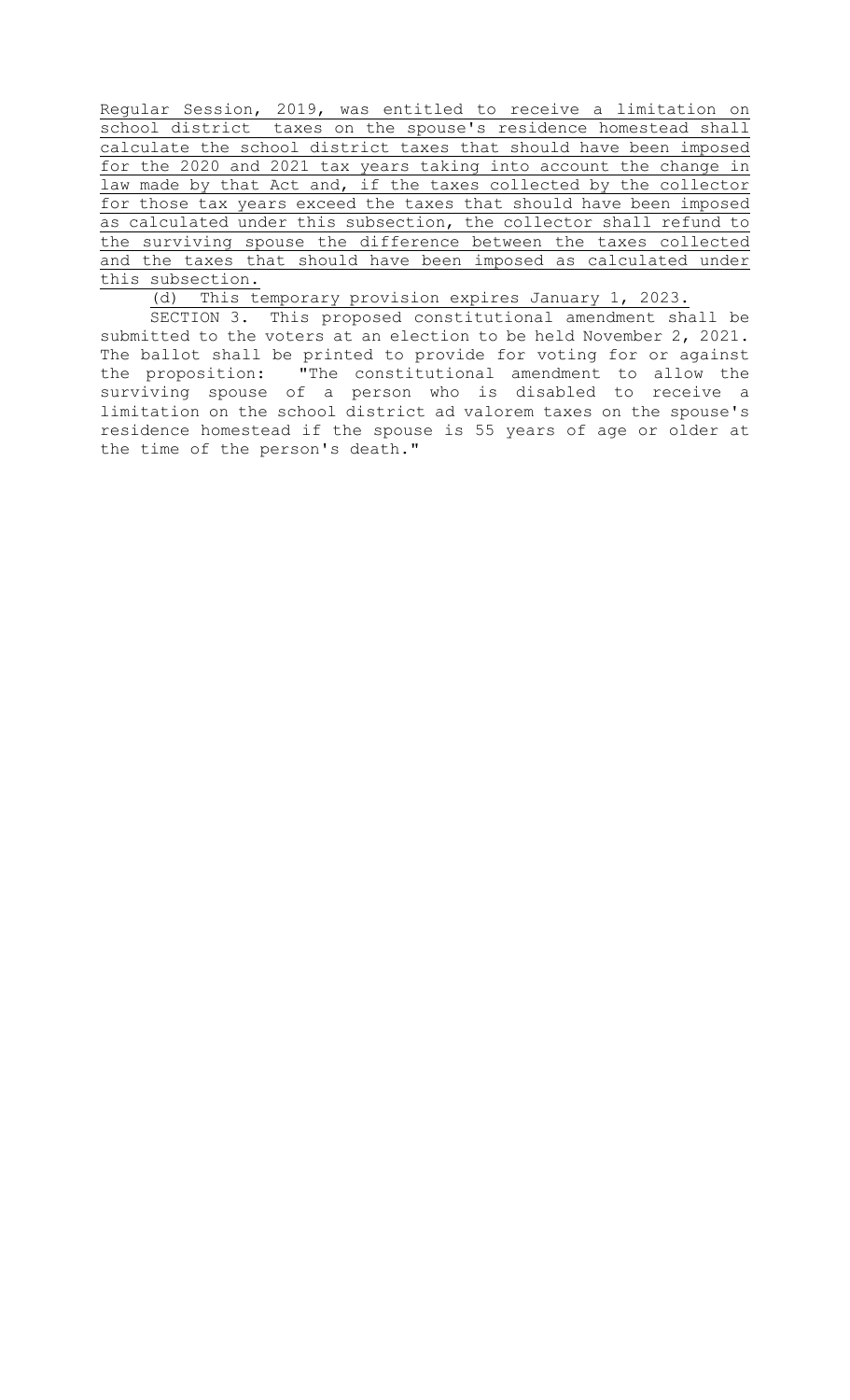Regular Session, 2019, was entitled to receive a limitation on school district taxes on the spouse's residence homestead shall calculate the school district taxes that should have been imposed for the 2020 and 2021 tax years taking into account the change in law made by that Act and, if the taxes collected by the collector for those tax years exceed the taxes that should have been imposed as calculated under this subsection, the collector shall refund to the surviving spouse the difference between the taxes collected and the taxes that should have been imposed as calculated under this subsection.

(d) This temporary provision expires January 1, 2023.

SECTION 3. This proposed constitutional amendment shall be submitted to the voters at an election to be held November 2, 2021. The ballot shall be printed to provide for voting for or against the proposition: "The constitutional amendment to allow the surviving spouse of a person who is disabled to receive a limitation on the school district ad valorem taxes on the spouse's residence homestead if the spouse is 55 years of age or older at the time of the person's death."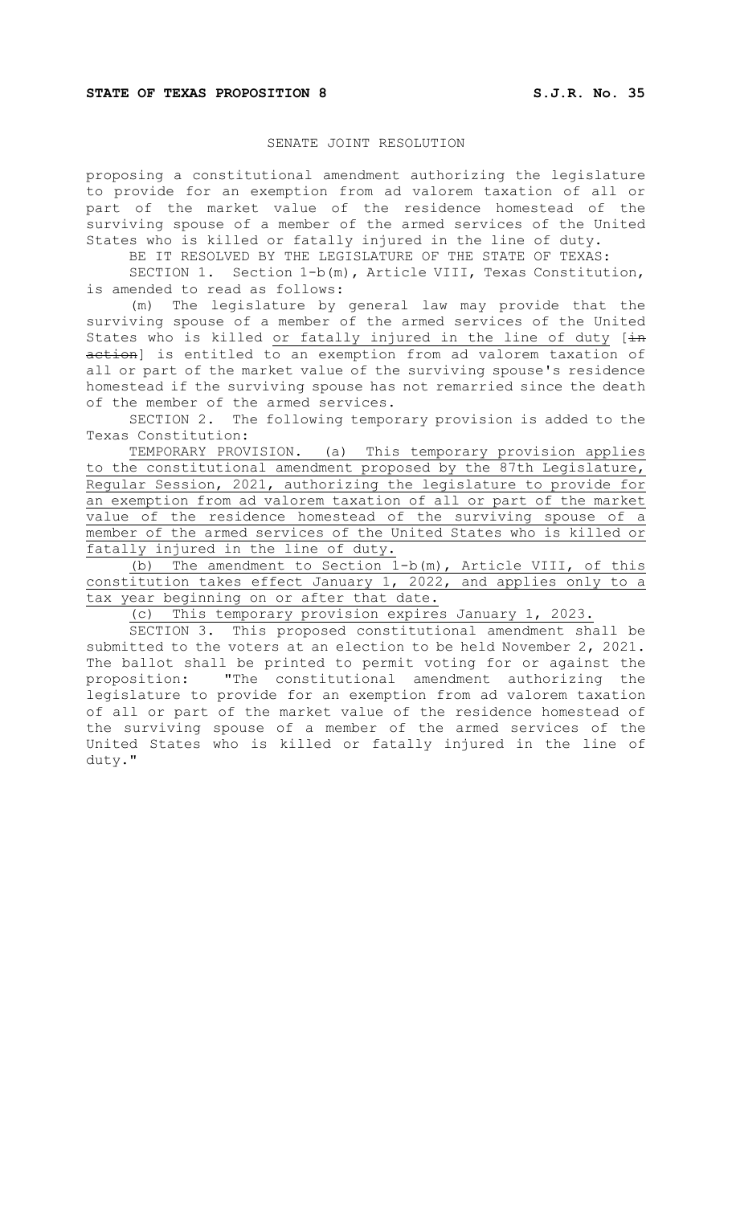**STATE OF TEXAS PROPOSITION 8** **S.J.R. No. 35**

SENATE JOINT RESOLUTION

proposing a constitutional amendment authorizing the legislature to provide for an exemption from ad valorem taxation of all or part of the market value of the residence homestead of the surviving spouse of a member of the armed services of the United States who is killed or fatally injured in the line of duty.

BE IT RESOLVED BY THE LEGISLATURE OF THE STATE OF TEXAS:

SECTION 1. Section 1-b(m), Article VIII, Texas Constitution, is amended to read as follows:

(m) The legislature by general law may provide that the surviving spouse of a member of the armed services of the United States who is killed <u>or fatally injured in the line of duty</u> [~~in action~~] is entitled to an exemption from ad valorem taxation of all or part of the market value of the surviving spouse's residence homestead if the surviving spouse has not remarried since the death of the member of the armed services.

SECTION 2. The following temporary provision is added to the Texas Constitution:

<u>TEMPORARY PROVISION. (a) This temporary provision applies to the constitutional amendment proposed by the 87th Legislature, Regular Session, 2021, authorizing the legislature to provide for an exemption from ad valorem taxation of all or part of the market value of the residence homestead of the surviving spouse of a member of the armed services of the United States who is killed or fatally injured in the line of duty.</u>

<u>(b) The amendment to Section 1-b(m), Article VIII, of this constitution takes effect January 1, 2022, and applies only to a tax year beginning on or after that date.</u>

<u>(c) This temporary provision expires January 1, 2023.</u>

SECTION 3. This proposed constitutional amendment shall be submitted to the voters at an election to be held November 2, 2021. The ballot shall be printed to permit voting for or against the proposition: "The constitutional amendment authorizing the legislature to provide for an exemption from ad valorem taxation of all or part of the market value of the residence homestead of the surviving spouse of a member of the armed services of the United States who is killed or fatally injured in the line of duty."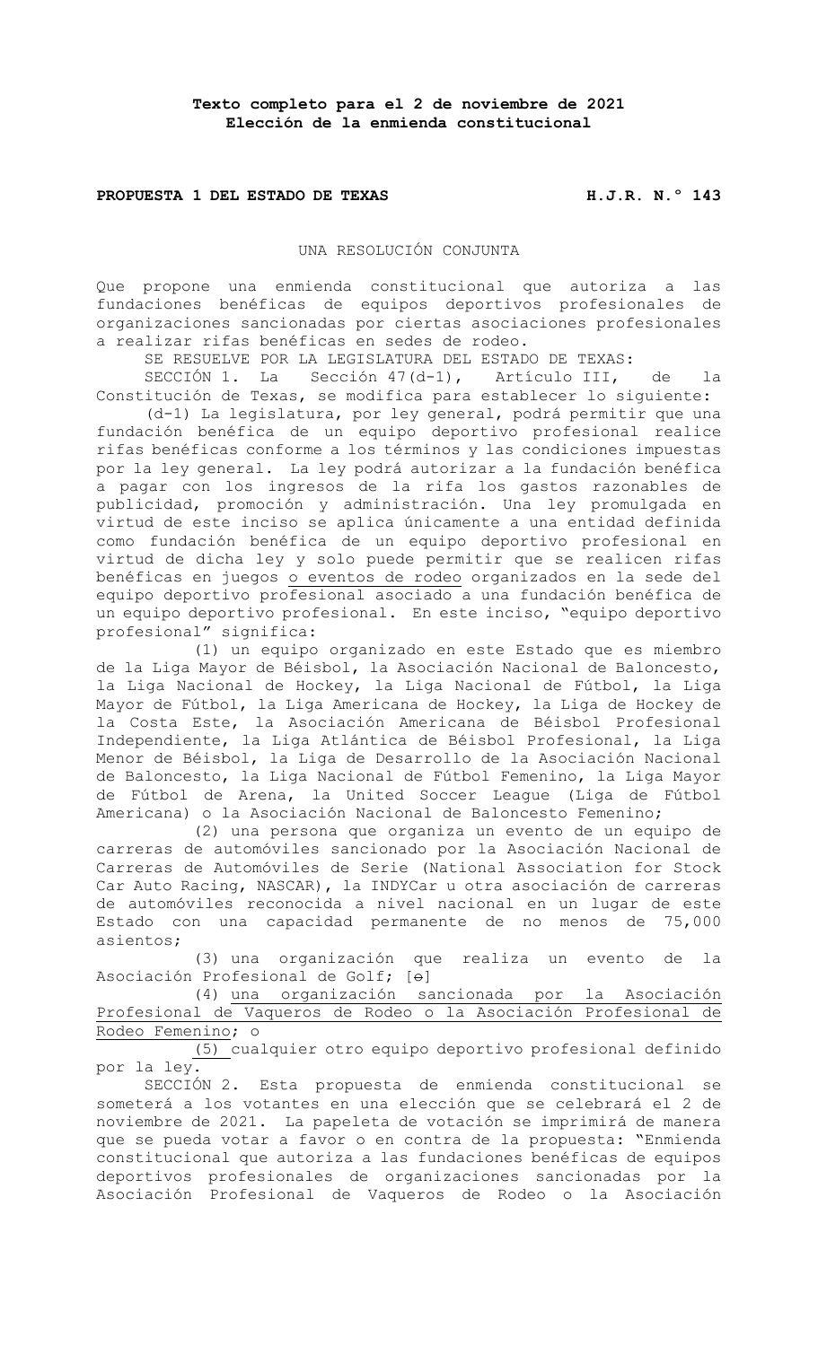**Texto completo para el 2 de noviembre de 2021**
**Elección de la enmienda constitucional**

**PROPUESTA 1 DEL ESTADO DE TEXAS** **H.J.R. N.° 143**

UNA RESOLUCIÓN CONJUNTA

Que propone una enmienda constitucional que autoriza a las fundaciones benéficas de equipos deportivos profesionales de organizaciones sancionadas por ciertas asociaciones profesionales a realizar rifas benéficas en sedes de rodeo.

SE RESUELVE POR LA LEGISLATURA DEL ESTADO DE TEXAS:

SECCIÓN 1. La Sección 47(d-1), Artículo III, de la Constitución de Texas, se modifica para establecer lo siguiente:

(d-1) La legislatura, por ley general, podrá permitir que una fundación benéfica de un equipo deportivo profesional realice rifas benéficas conforme a los términos y las condiciones impuestas por la ley general. La ley podrá autorizar a la fundación benéfica a pagar con los ingresos de la rifa los gastos razonables de publicidad, promoción y administración. Una ley promulgada en virtud de este inciso se aplica únicamente a una entidad definida como fundación benéfica de un equipo deportivo profesional en virtud de dicha ley y solo puede permitir que se realicen rifas benéficas en juegos <u>o eventos de rodeo</u> organizados en la sede del equipo deportivo profesional asociado a una fundación benéfica de un equipo deportivo profesional. En este inciso, "equipo deportivo profesional" significa:

(1) un equipo organizado en este Estado que es miembro de la Liga Mayor de Béisbol, la Asociación Nacional de Baloncesto, la Liga Nacional de Hockey, la Liga Nacional de Fútbol, la Liga Mayor de Fútbol, la Liga Americana de Hockey, la Liga de Hockey de la Costa Este, la Asociación Americana de Béisbol Profesional Independiente, la Liga Atlántica de Béisbol Profesional, la Liga Menor de Béisbol, la Liga de Desarrollo de la Asociación Nacional de Baloncesto, la Liga Nacional de Fútbol Femenino, la Liga Mayor de Fútbol de Arena, la United Soccer League (Liga de Fútbol Americana) o la Asociación Nacional de Baloncesto Femenino;

(2) una persona que organiza un evento de un equipo de carreras de automóviles sancionado por la Asociación Nacional de Carreras de Automóviles de Serie (National Association for Stock Car Auto Racing, NASCAR), la INDYCar u otra asociación de carreras de automóviles reconocida a nivel nacional en un lugar de este Estado con una capacidad permanente de no menos de 75,000 asientos;

(3) una organización que realiza un evento de la Asociación Profesional de Golf; [~~o~~]

(4) <u>una organización sancionada por la Asociación Profesional de Vaqueros de Rodeo o la Asociación Profesional de Rodeo Femenino; o</u>

<u>(5)</u> cualquier otro equipo deportivo profesional definido por la ley.

SECCIÓN 2. Esta propuesta de enmienda constitucional se someterá a los votantes en una elección que se celebrará el 2 de noviembre de 2021. La papeleta de votación se imprimirá de manera que se pueda votar a favor o en contra de la propuesta: "Enmienda constitucional que autoriza a las fundaciones benéficas de equipos deportivos profesionales de organizaciones sancionadas por la Asociación Profesional de Vaqueros de Rodeo o la Asociación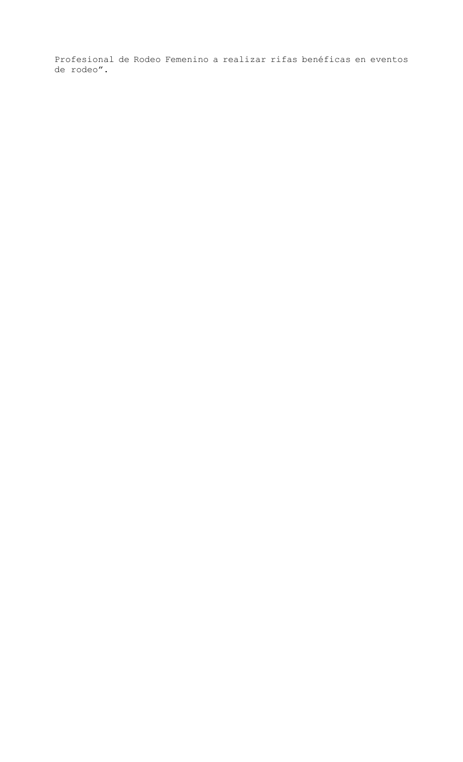Profesional de Rodeo Femenino a realizar rifas benéficas en eventos de rodeo”.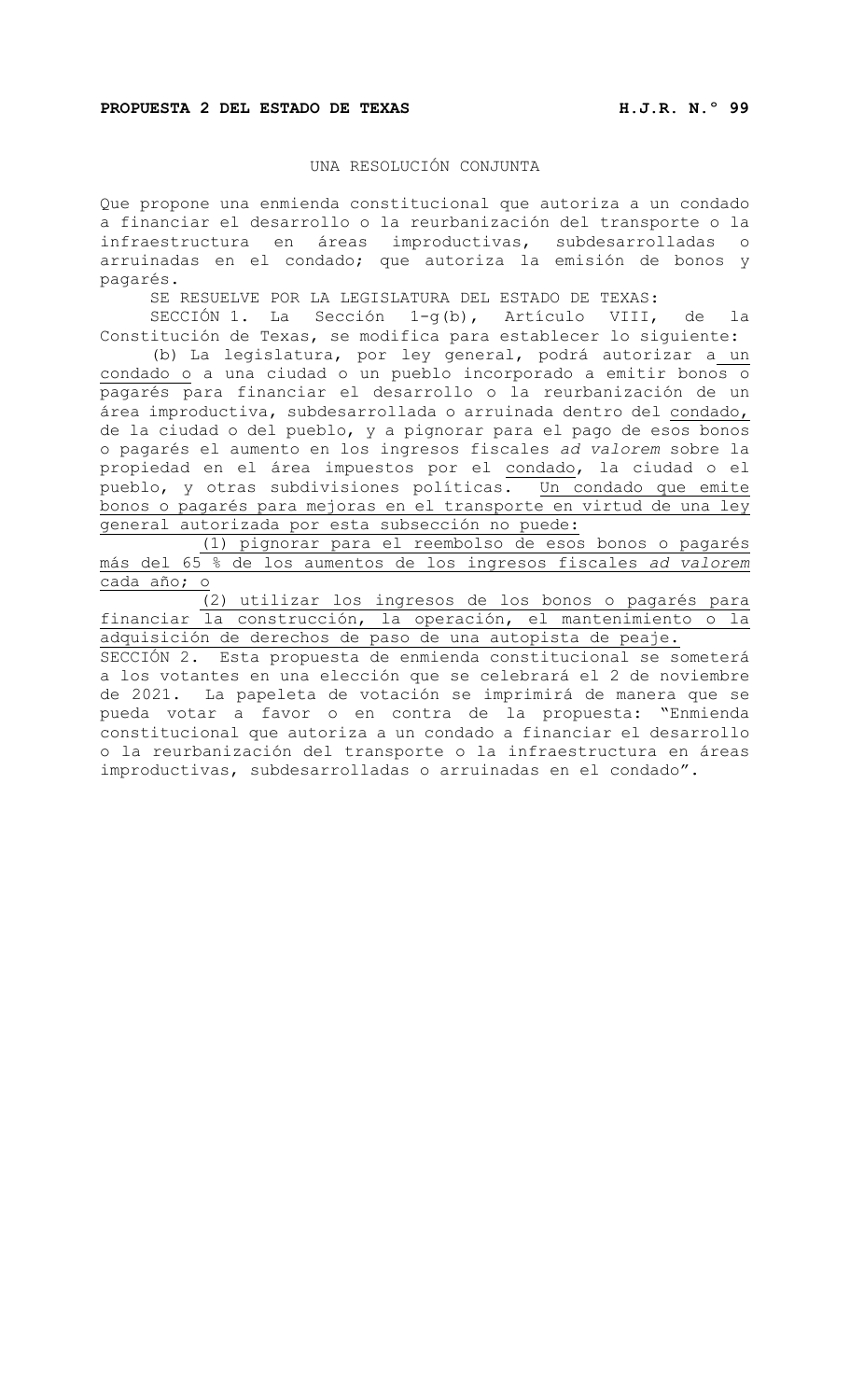**PROPUESTA 2 DEL ESTADO DE TEXAS** **H.J.R. N.° 99**

UNA RESOLUCIÓN CONJUNTA

Que propone una enmienda constitucional que autoriza a un condado a financiar el desarrollo o la reurbanización del transporte o la infraestructura en áreas improductivas, subdesarrolladas o arruinadas en el condado; que autoriza la emisión de bonos y pagarés.

SE RESUELVE POR LA LEGISLATURA DEL ESTADO DE TEXAS:

SECCIÓN 1. La Sección 1-g(b), Artículo VIII, de la Constitución de Texas, se modifica para establecer lo siguiente:

(b) La legislatura, por ley general, podrá autorizar a un condado o a una ciudad o un pueblo incorporado a emitir bonos o pagarés para financiar el desarrollo o la reurbanización de un área improductiva, subdesarrollada o arruinada dentro del condado, de la ciudad o del pueblo, y a pignorar para el pago de esos bonos o pagarés el aumento en los ingresos fiscales *ad valorem* sobre la propiedad en el área impuestos por el condado, la ciudad o el pueblo, y otras subdivisiones políticas. Un condado que emite bonos o pagarés para mejoras en el transporte en virtud de una ley general autorizada por esta subsección no puede:

(1) pignorar para el reembolso de esos bonos o pagarés más del 65 % de los aumentos de los ingresos fiscales *ad valorem* cada año; o

(2) utilizar los ingresos de los bonos o pagarés para financiar la construcción, la operación, el mantenimiento o la adquisición de derechos de paso de una autopista de peaje.

SECCIÓN 2. Esta propuesta de enmienda constitucional se someterá a los votantes en una elección que se celebrará el 2 de noviembre de 2021. La papeleta de votación se imprimirá de manera que se pueda votar a favor o en contra de la propuesta: "Enmienda constitucional que autoriza a un condado a financiar el desarrollo o la reurbanización del transporte o la infraestructura en áreas improductivas, subdesarrolladas o arruinadas en el condado".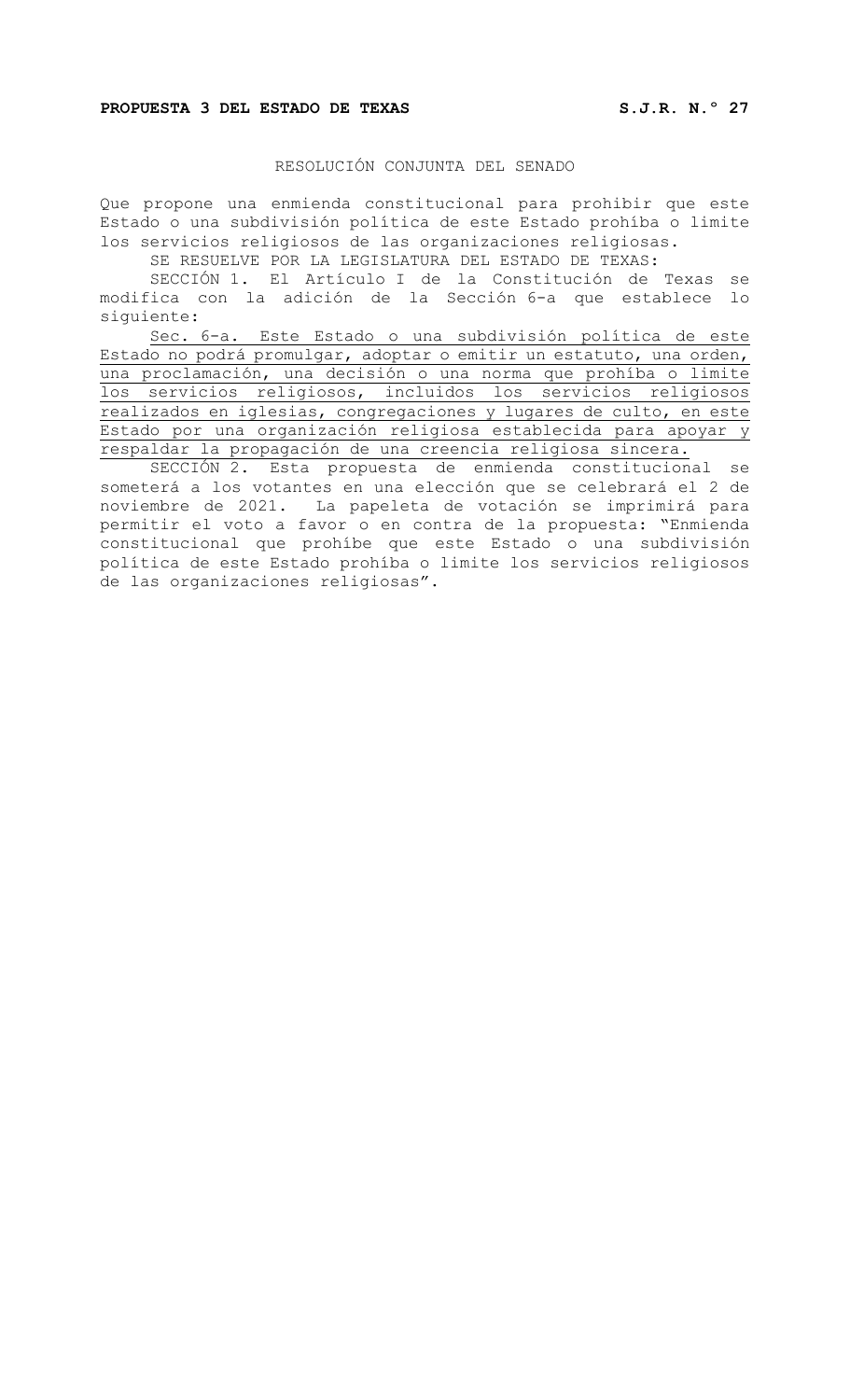**PROPUESTA 3 DEL ESTADO DE TEXAS** **S.J.R. N.° 27**

RESOLUCIÓN CONJUNTA DEL SENADO

Que propone una enmienda constitucional para prohibir que este Estado o una subdivisión política de este Estado prohíba o limite los servicios religiosos de las organizaciones religiosas.

SE RESUELVE POR LA LEGISLATURA DEL ESTADO DE TEXAS:

SECCIÓN 1. El Artículo I de la Constitución de Texas se modifica con la adición de la Sección 6-a que establece lo siguiente:

<u>Sec. 6-a. Este Estado o una subdivisión política de este Estado no podrá promulgar, adoptar o emitir un estatuto, una orden, una proclamación, una decisión o una norma que prohíba o limite los servicios religiosos, incluidos los servicios religiosos realizados en iglesias, congregaciones y lugares de culto, en este Estado por una organización religiosa establecida para apoyar y respaldar la propagación de una creencia religiosa sincera.</u>

SECCIÓN 2. Esta propuesta de enmienda constitucional se someterá a los votantes en una elección que se celebrará el 2 de noviembre de 2021. La papeleta de votación se imprimirá para permitir el voto a favor o en contra de la propuesta: "Enmienda constitucional que prohíbe que este Estado o una subdivisión política de este Estado prohíba o limite los servicios religiosos de las organizaciones religiosas".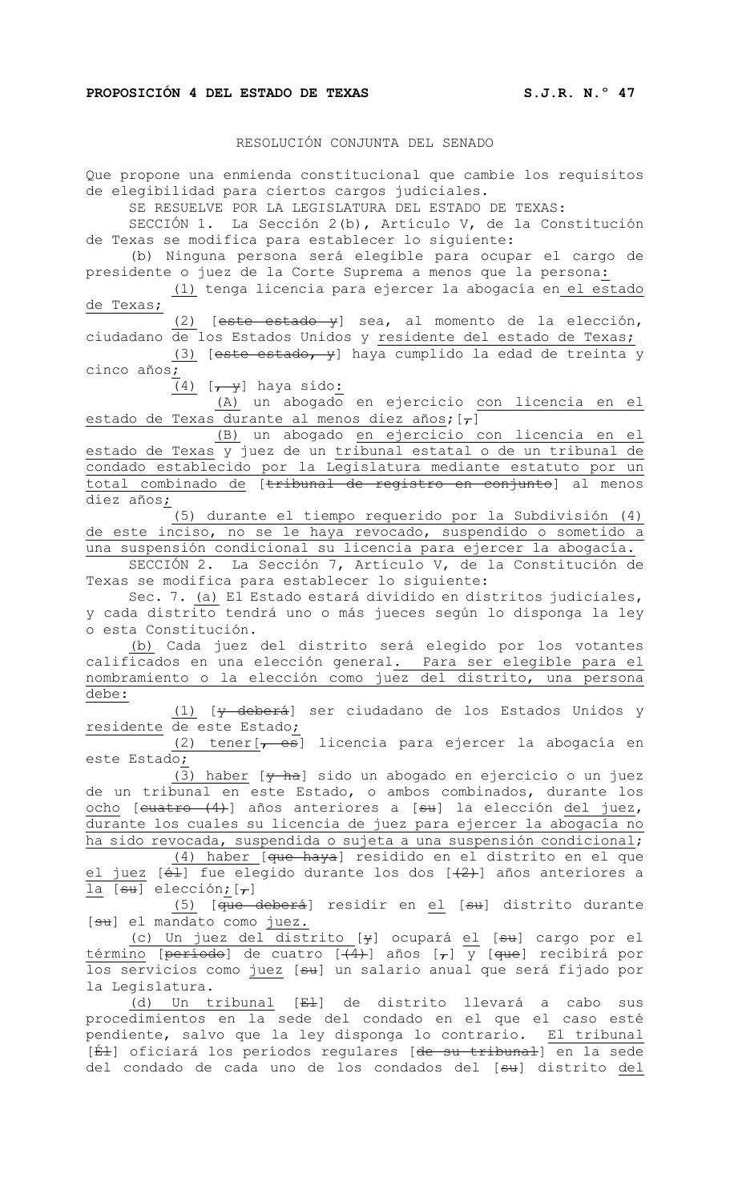**PROPOSICIÓN 4 DEL ESTADO DE TEXAS S.J.R. N.° 47**

RESOLUCIÓN CONJUNTA DEL SENADO

Que propone una enmienda constitucional que cambie los requisitos de elegibilidad para ciertos cargos judiciales.

SE RESUELVE POR LA LEGISLATURA DEL ESTADO DE TEXAS:

SECCIÓN 1. La Sección 2(b), Artículo V, de la Constitución de Texas se modifica para establecer lo siguiente:

(b) Ninguna persona será elegible para ocupar el cargo de presidente o juez de la Corte Suprema a menos que la persona:

(1) tenga licencia para ejercer la abogacía en el estado de Texas;

(2) [~~este estado y~~] sea, al momento de la elección, ciudadano de los Estados Unidos y residente del estado de Texas;

(3) [~~este estado, y~~] haya cumplido la edad de treinta y cinco años;

(4) [~~, y~~] haya sido:

(A) un abogado en ejercicio con licencia en el estado de Texas durante al menos diez años;[~~,~~]

(B) un abogado en ejercicio con licencia en el estado de Texas y juez de un tribunal estatal o de un tribunal de condado establecido por la Legislatura mediante estatuto por un total combinado de [~~tribunal de registro en conjunto~~] al menos diez años;

(5) durante el tiempo requerido por la Subdivisión (4) de este inciso, no se le haya revocado, suspendido o sometido a una suspensión condicional su licencia para ejercer la abogacía.

SECCIÓN 2. La Sección 7, Artículo V, de la Constitución de Texas se modifica para establecer lo siguiente:

Sec. 7. (a) El Estado estará dividido en distritos judiciales, y cada distrito tendrá uno o más jueces según lo disponga la ley o esta Constitución.

(b) Cada juez del distrito será elegido por los votantes calificados en una elección general. Para ser elegible para el nombramiento o la elección como juez del distrito, una persona debe:

(1) [~~y deberá~~] ser ciudadano de los Estados Unidos y residente de este Estado;

(2) tener[~~, es~~] licencia para ejercer la abogacía en este Estado;

(3) haber [~~y ha~~] sido un abogado en ejercicio o un juez de un tribunal en este Estado, o ambos combinados, durante los ocho [~~cuatro (4)~~] años anteriores a [~~su~~] la elección del juez, durante los cuales su licencia de juez para ejercer la abogacía no ha sido revocada, suspendida o sujeta a una suspensión condicional;

(4) haber [~~que haya~~] residido en el distrito en el que el juez [~~él~~] fue elegido durante los dos [~~(2)~~] años anteriores a la [~~su~~] elección;[~~,~~]

(5) [~~que deberá~~] residir en el [~~su~~] distrito durante [~~su~~] el mandato como juez.

(c) Un juez del distrito [~~y~~] ocupará el [~~su~~] cargo por el término [~~período~~] de cuatro [~~(4)~~] años [~~,~~] y [~~que~~] recibirá por los servicios como juez [~~su~~] un salario anual que será fijado por la Legislatura.

(d) Un tribunal [~~El~~] de distrito llevará a cabo sus procedimientos en la sede del condado en el que el caso esté pendiente, salvo que la ley disponga lo contrario. El tribunal [~~Él~~] oficiará los períodos regulares [~~de su tribunal~~] en la sede del condado de cada uno de los condados del [~~su~~] distrito del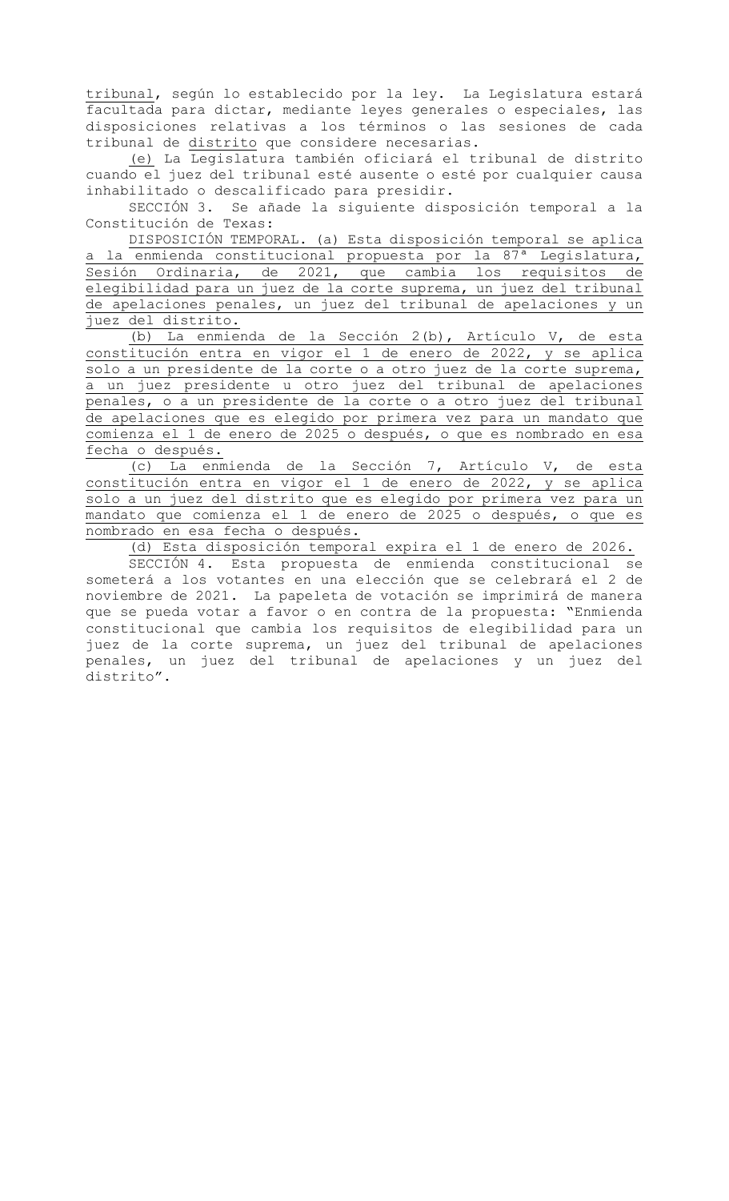tribunal, según lo establecido por la ley. La Legislatura estará facultada para dictar, mediante leyes generales o especiales, las disposiciones relativas a los términos o las sesiones de cada tribunal de distrito que considere necesarias.

(e) La Legislatura también oficiará el tribunal de distrito cuando el juez del tribunal esté ausente o esté por cualquier causa inhabilitado o descalificado para presidir.

SECCIÓN 3. Se añade la siguiente disposición temporal a la Constitución de Texas:

DISPOSICIÓN TEMPORAL. (a) Esta disposición temporal se aplica a la enmienda constitucional propuesta por la 87ª Legislatura, Sesión Ordinaria, de 2021, que cambia los requisitos de elegibilidad para un juez de la corte suprema, un juez del tribunal de apelaciones penales, un juez del tribunal de apelaciones y un juez del distrito.

(b) La enmienda de la Sección 2(b), Artículo V, de esta constitución entra en vigor el 1 de enero de 2022, y se aplica solo a un presidente de la corte o a otro juez de la corte suprema, a un juez presidente u otro juez del tribunal de apelaciones penales, o a un presidente de la corte o a otro juez del tribunal de apelaciones que es elegido por primera vez para un mandato que comienza el 1 de enero de 2025 o después, o que es nombrado en esa fecha o después.

(c) La enmienda de la Sección 7, Artículo V, de esta constitución entra en vigor el 1 de enero de 2022, y se aplica solo a un juez del distrito que es elegido por primera vez para un mandato que comienza el 1 de enero de 2025 o después, o que es nombrado en esa fecha o después.

(d) Esta disposición temporal expira el 1 de enero de 2026.

SECCIÓN 4. Esta propuesta de enmienda constitucional se someterá a los votantes en una elección que se celebrará el 2 de noviembre de 2021. La papeleta de votación se imprimirá de manera que se pueda votar a favor o en contra de la propuesta: "Enmienda constitucional que cambia los requisitos de elegibilidad para un juez de la corte suprema, un juez del tribunal de apelaciones penales, un juez del tribunal de apelaciones y un juez del distrito".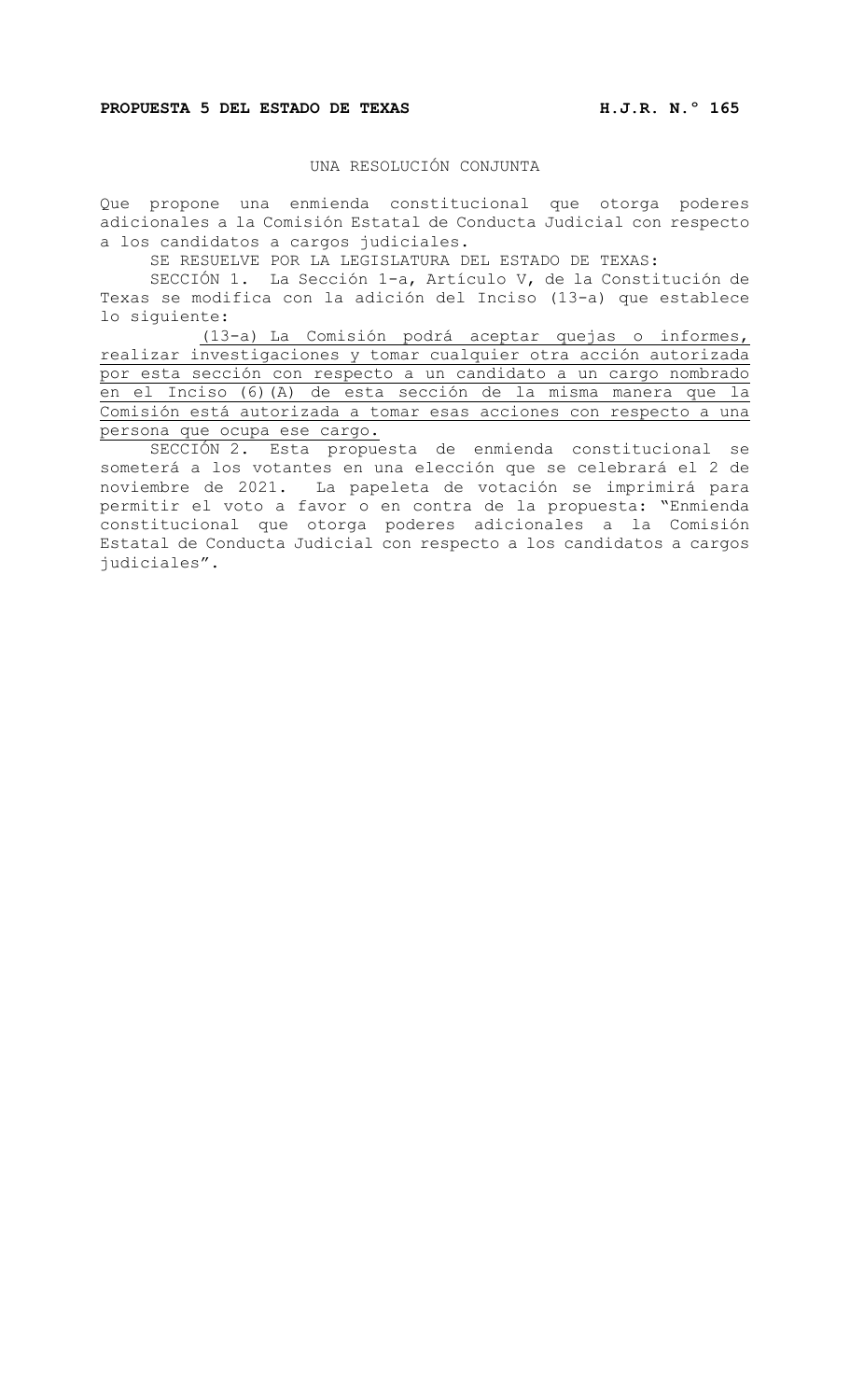**PROPUESTA 5 DEL ESTADO DE TEXAS** **H.J.R. N.° 165**

UNA RESOLUCIÓN CONJUNTA

Que propone una enmienda constitucional que otorga poderes adicionales a la Comisión Estatal de Conducta Judicial con respecto a los candidatos a cargos judiciales.

SE RESUELVE POR LA LEGISLATURA DEL ESTADO DE TEXAS:

SECCIÓN 1. La Sección 1-a, Artículo V, de la Constitución de Texas se modifica con la adición del Inciso (13-a) que establece lo siguiente:

<u>(13-a) La Comisión podrá aceptar quejas o informes, realizar investigaciones y tomar cualquier otra acción autorizada por esta sección con respecto a un candidato a un cargo nombrado en el Inciso (6)(A) de esta sección de la misma manera que la Comisión está autorizada a tomar esas acciones con respecto a una persona que ocupa ese cargo.</u>

SECCIÓN 2. Esta propuesta de enmienda constitucional se someterá a los votantes en una elección que se celebrará el 2 de noviembre de 2021. La papeleta de votación se imprimirá para permitir el voto a favor o en contra de la propuesta: "Enmienda constitucional que otorga poderes adicionales a la Comisión Estatal de Conducta Judicial con respecto a los candidatos a cargos judiciales".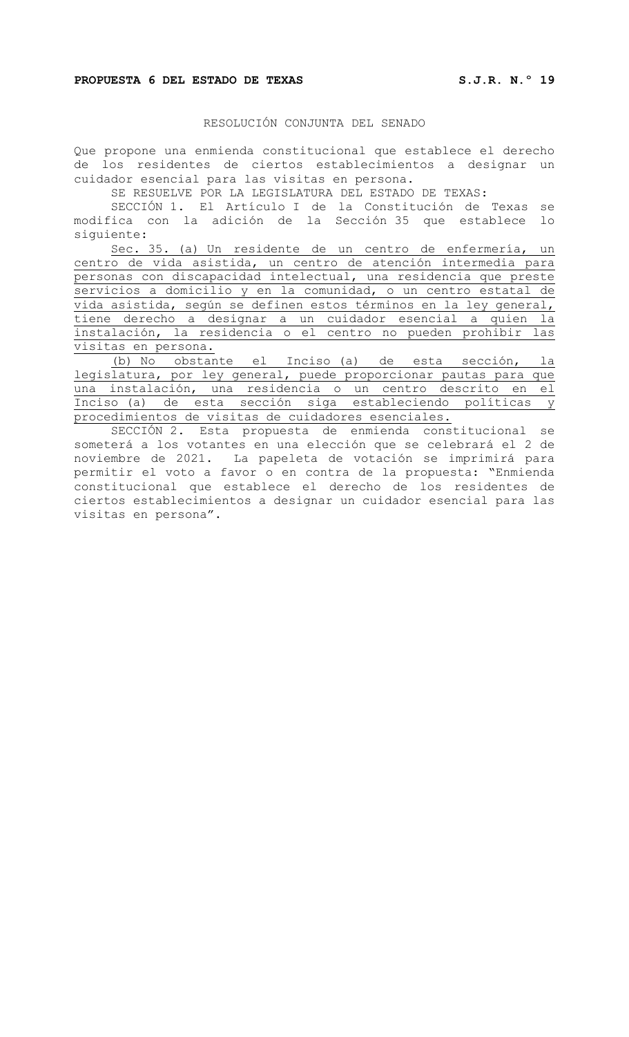**PROPUESTA 6 DEL ESTADO DE TEXAS** **S.J.R. N.° 19**

RESOLUCIÓN CONJUNTA DEL SENADO

Que propone una enmienda constitucional que establece el derecho de los residentes de ciertos establecimientos a designar un cuidador esencial para las visitas en persona.

SE RESUELVE POR LA LEGISLATURA DEL ESTADO DE TEXAS:

SECCIÓN 1. El Artículo I de la Constitución de Texas se modifica con la adición de la Sección 35 que establece lo siguiente:

<u>Sec. 35. (a) Un residente de un centro de enfermería, un centro de vida asistida, un centro de atención intermedia para personas con discapacidad intelectual, una residencia que preste servicios a domicilio y en la comunidad, o un centro estatal de vida asistida, según se definen estos términos en la ley general, tiene derecho a designar a un cuidador esencial a quien la instalación, la residencia o el centro no pueden prohibir las visitas en persona.</u>

<u>(b) No obstante el Inciso (a) de esta sección, la legislatura, por ley general, puede proporcionar pautas para que una instalación, una residencia o un centro descrito en el Inciso (a) de esta sección siga estableciendo políticas y procedimientos de visitas de cuidadores esenciales.</u>

SECCIÓN 2. Esta propuesta de enmienda constitucional se someterá a los votantes en una elección que se celebrará el 2 de noviembre de 2021. La papeleta de votación se imprimirá para permitir el voto a favor o en contra de la propuesta: "Enmienda constitucional que establece el derecho de los residentes de ciertos establecimientos a designar un cuidador esencial para las visitas en persona".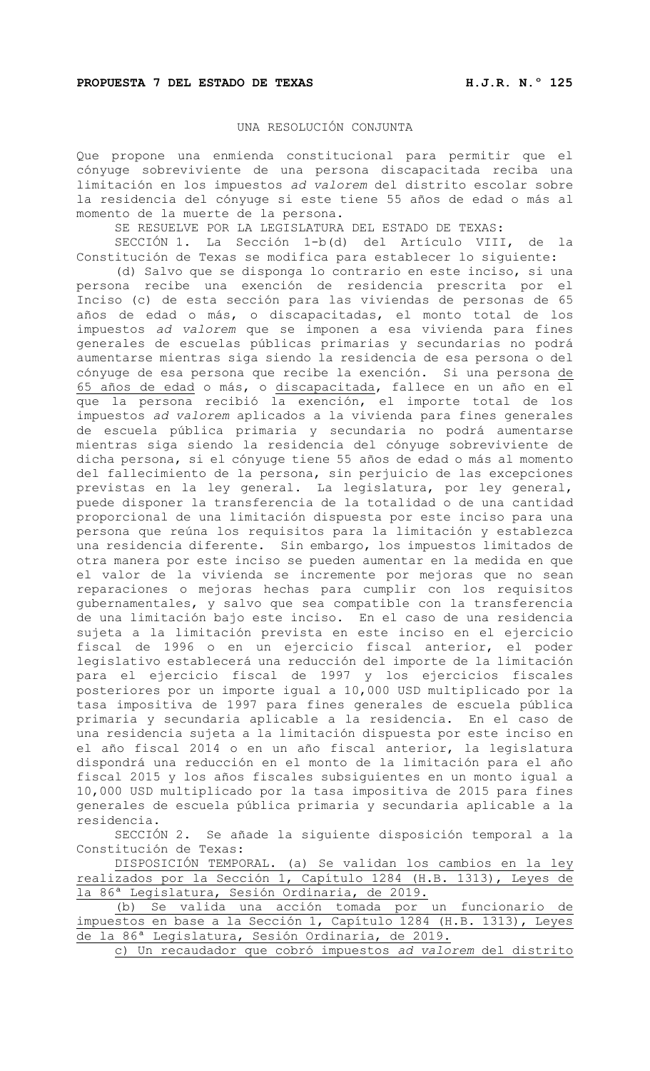**PROPUESTA 7 DEL ESTADO DE TEXAS** **H.J.R. N.° 125**

UNA RESOLUCIÓN CONJUNTA

Que propone una enmienda constitucional para permitir que el cónyuge sobreviviente de una persona discapacitada reciba una limitación en los impuestos *ad valorem* del distrito escolar sobre la residencia del cónyuge si este tiene 55 años de edad o más al momento de la muerte de la persona.

SE RESUELVE POR LA LEGISLATURA DEL ESTADO DE TEXAS:

SECCIÓN 1. La Sección 1-b(d) del Artículo VIII, de la Constitución de Texas se modifica para establecer lo siguiente:

(d) Salvo que se disponga lo contrario en este inciso, si una persona recibe una exención de residencia prescrita por el Inciso (c) de esta sección para las viviendas de personas de 65 años de edad o más, o discapacitadas, el monto total de los impuestos *ad valorem* que se imponen a esa vivienda para fines generales de escuelas públicas primarias y secundarias no podrá aumentarse mientras siga siendo la residencia de esa persona o del cónyuge de esa persona que recibe la exención. Si una persona <u>de 65 años de edad</u> o más, o <u>discapacitada</u>, fallece en un año en el que la persona recibió la exención, el importe total de los impuestos *ad valorem* aplicados a la vivienda para fines generales de escuela pública primaria y secundaria no podrá aumentarse mientras siga siendo la residencia del cónyuge sobreviviente de dicha persona, si el cónyuge tiene 55 años de edad o más al momento del fallecimiento de la persona, sin perjuicio de las excepciones previstas en la ley general. La legislatura, por ley general, puede disponer la transferencia de la totalidad o de una cantidad proporcional de una limitación dispuesta por este inciso para una persona que reúna los requisitos para la limitación y establezca una residencia diferente. Sin embargo, los impuestos limitados de otra manera por este inciso se pueden aumentar en la medida en que el valor de la vivienda se incremente por mejoras que no sean reparaciones o mejoras hechas para cumplir con los requisitos gubernamentales, y salvo que sea compatible con la transferencia de una limitación bajo este inciso. En el caso de una residencia sujeta a la limitación prevista en este inciso en el ejercicio fiscal de 1996 o en un ejercicio fiscal anterior, el poder legislativo establecerá una reducción del importe de la limitación para el ejercicio fiscal de 1997 y los ejercicios fiscales posteriores por un importe igual a 10,000 USD multiplicado por la tasa impositiva de 1997 para fines generales de escuela pública primaria y secundaria aplicable a la residencia. En el caso de una residencia sujeta a la limitación dispuesta por este inciso en el año fiscal 2014 o en un año fiscal anterior, la legislatura dispondrá una reducción en el monto de la limitación para el año fiscal 2015 y los años fiscales subsiguientes en un monto igual a 10,000 USD multiplicado por la tasa impositiva de 2015 para fines generales de escuela pública primaria y secundaria aplicable a la residencia.

SECCIÓN 2. Se añade la siguiente disposición temporal a la Constitución de Texas:

<u>DISPOSICIÓN TEMPORAL. (a) Se validan los cambios en la ley realizados por la Sección 1, Capítulo 1284 (H.B. 1313), Leyes de la 86ª Legislatura, Sesión Ordinaria, de 2019.</u>

<u>(b) Se valida una acción tomada por un funcionario de impuestos en base a la Sección 1, Capítulo 1284 (H.B. 1313), Leyes de la 86ª Legislatura, Sesión Ordinaria, de 2019.</u>

<u>c) Un recaudador que cobró impuestos *ad valorem* del distrito</u>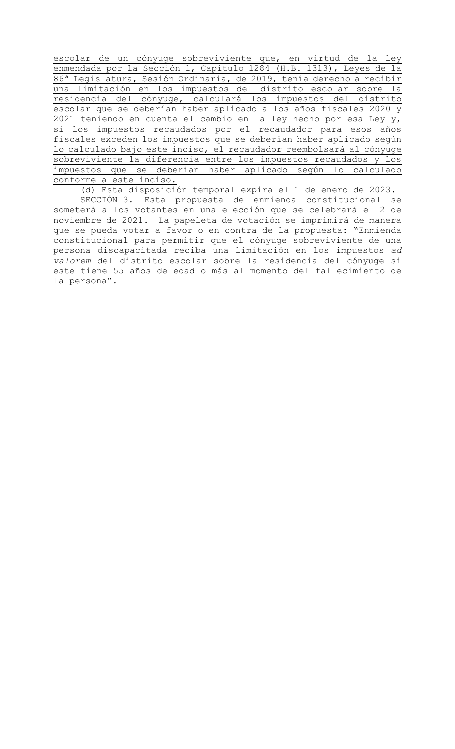escolar de un cónyuge sobreviviente que, en virtud de la ley enmendada por la Sección 1, Capítulo 1284 (H.B. 1313), Leyes de la 86ª Legislatura, Sesión Ordinaria, de 2019, tenía derecho a recibir una limitación en los impuestos del distrito escolar sobre la residencia del cónyuge, calculará los impuestos del distrito escolar que se deberían haber aplicado a los años fiscales 2020 y 2021 teniendo en cuenta el cambio en la ley hecho por esa Ley y, si los impuestos recaudados por el recaudador para esos años fiscales exceden los impuestos que se deberían haber aplicado según lo calculado bajo este inciso, el recaudador reembolsará al cónyuge sobreviviente la diferencia entre los impuestos recaudados y los impuestos que se deberían haber aplicado según lo calculado conforme a este inciso.

(d) Esta disposición temporal expira el 1 de enero de 2023.

SECCIÓN 3. Esta propuesta de enmienda constitucional se someterá a los votantes en una elección que se celebrará el 2 de noviembre de 2021. La papeleta de votación se imprimirá de manera que se pueda votar a favor o en contra de la propuesta: "Enmienda constitucional para permitir que el cónyuge sobreviviente de una persona discapacitada reciba una limitación en los impuestos *ad valorem* del distrito escolar sobre la residencia del cónyuge si este tiene 55 años de edad o más al momento del fallecimiento de la persona".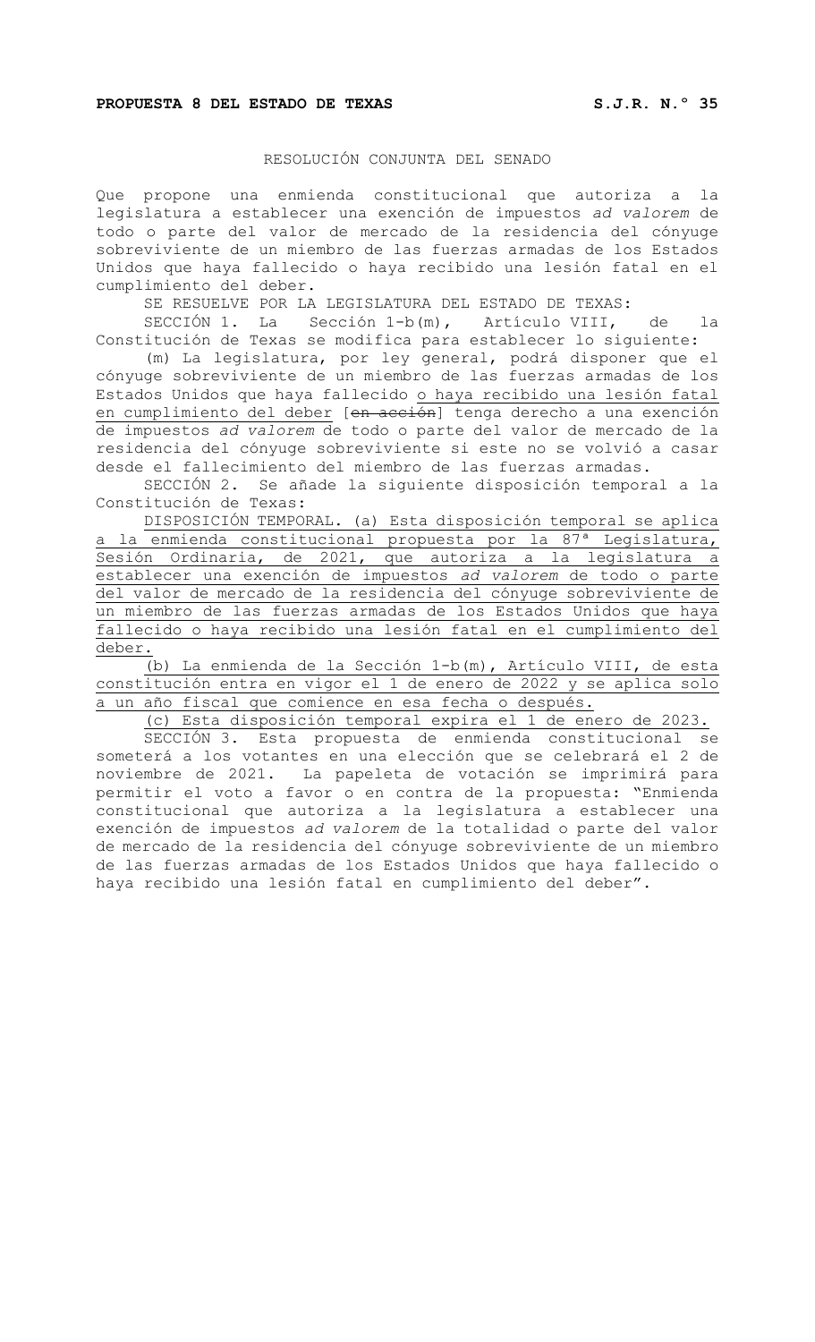**PROPUESTA 8 DEL ESTADO DE TEXAS** **S.J.R. N.° 35**

RESOLUCIÓN CONJUNTA DEL SENADO

Que propone una enmienda constitucional que autoriza a la legislatura a establecer una exención de impuestos *ad valorem* de todo o parte del valor de mercado de la residencia del cónyuge sobreviviente de un miembro de las fuerzas armadas de los Estados Unidos que haya fallecido o haya recibido una lesión fatal en el cumplimiento del deber.

SE RESUELVE POR LA LEGISLATURA DEL ESTADO DE TEXAS:

SECCIÓN 1. La Sección 1-b(m), Artículo VIII, de la Constitución de Texas se modifica para establecer lo siguiente:

(m) La legislatura, por ley general, podrá disponer que el cónyuge sobreviviente de un miembro de las fuerzas armadas de los Estados Unidos que haya fallecido <u>o haya recibido una lesión fatal en cumplimiento del deber</u> [~~en acción~~] tenga derecho a una exención de impuestos *ad valorem* de todo o parte del valor de mercado de la residencia del cónyuge sobreviviente si este no se volvió a casar desde el fallecimiento del miembro de las fuerzas armadas.

SECCIÓN 2. Se añade la siguiente disposición temporal a la Constitución de Texas:

<u>DISPOSICIÓN TEMPORAL. (a) Esta disposición temporal se aplica a la enmienda constitucional propuesta por la 87ª Legislatura, Sesión Ordinaria, de 2021, que autoriza a la legislatura a establecer una exención de impuestos *ad valorem* de todo o parte del valor de mercado de la residencia del cónyuge sobreviviente de un miembro de las fuerzas armadas de los Estados Unidos que haya fallecido o haya recibido una lesión fatal en el cumplimiento del deber.</u>

<u>(b) La enmienda de la Sección 1-b(m), Artículo VIII, de esta constitución entra en vigor el 1 de enero de 2022 y se aplica solo a un año fiscal que comience en esa fecha o después.</u>

<u>(c) Esta disposición temporal expira el 1 de enero de 2023.</u>

SECCIÓN 3. Esta propuesta de enmienda constitucional se someterá a los votantes en una elección que se celebrará el 2 de noviembre de 2021. La papeleta de votación se imprimirá para permitir el voto a favor o en contra de la propuesta: "Enmienda constitucional que autoriza a la legislatura a establecer una exención de impuestos *ad valorem* de la totalidad o parte del valor de mercado de la residencia del cónyuge sobreviviente de un miembro de las fuerzas armadas de los Estados Unidos que haya fallecido o haya recibido una lesión fatal en cumplimiento del deber".